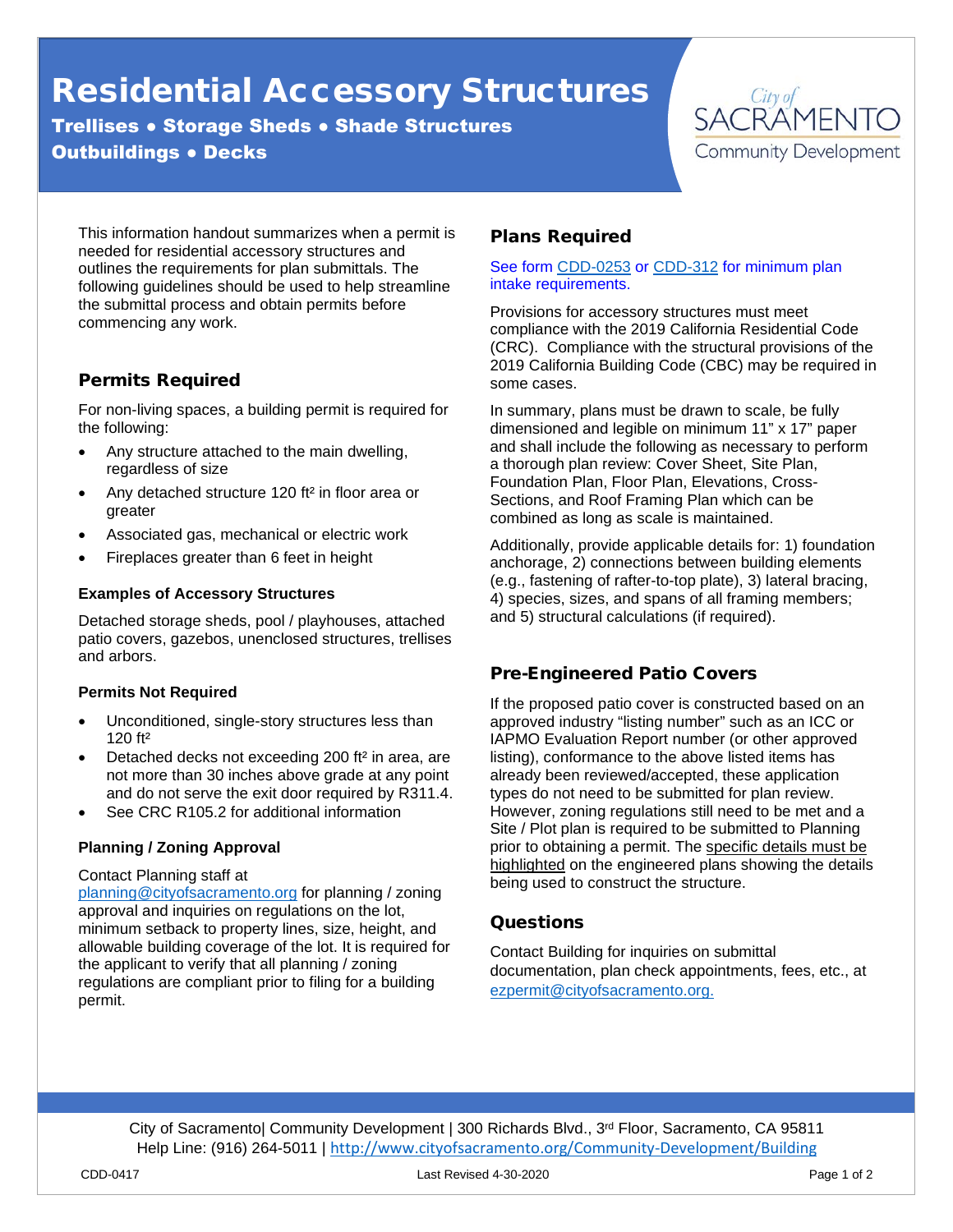# Residential Accessory Structures

**Trellises • Storage Sheds • Shade Structures**
**Outbuildings • Decks**

City of SACRAMENTO Community Development

This information handout summarizes when a permit is needed for residential accessory structures and outlines the requirements for plan submittals. The following guidelines should be used to help streamline the submittal process and obtain permits before commencing any work.

## Permits Required

For non-living spaces, a building permit is required for the following:

- Any structure attached to the main dwelling, regardless of size
- Any detached structure 120 ft² in floor area or greater
- Associated gas, mechanical or electric work
- Fireplaces greater than 6 feet in height

### Examples of Accessory Structures

Detached storage sheds, pool / playhouses, attached patio covers, gazebos, unenclosed structures, trellises and arbors.

### Permits Not Required

- Unconditioned, single-story structures less than 120 ft²
- Detached decks not exceeding 200 ft² in area, are not more than 30 inches above grade at any point and do not serve the exit door required by R311.4.
- See CRC R105.2 for additional information

### Planning / Zoning Approval

Contact Planning staff at planning@cityofsacramento.org for planning / zoning approval and inquiries on regulations on the lot, minimum setback to property lines, size, height, and allowable building coverage of the lot. It is required for the applicant to verify that all planning / zoning regulations are compliant prior to filing for a building permit.

## Plans Required

See form CDD-0253 or CDD-312 for minimum plan intake requirements.

Provisions for accessory structures must meet compliance with the 2019 California Residential Code (CRC). Compliance with the structural provisions of the 2019 California Building Code (CBC) may be required in some cases.

In summary, plans must be drawn to scale, be fully dimensioned and legible on minimum 11" x 17" paper and shall include the following as necessary to perform a thorough plan review: Cover Sheet, Site Plan, Foundation Plan, Floor Plan, Elevations, Cross-Sections, and Roof Framing Plan which can be combined as long as scale is maintained.

Additionally, provide applicable details for: 1) foundation anchorage, 2) connections between building elements (e.g., fastening of rafter-to-top plate), 3) lateral bracing, 4) species, sizes, and spans of all framing members; and 5) structural calculations (if required).

## Pre-Engineered Patio Covers

If the proposed patio cover is constructed based on an approved industry "listing number" such as an ICC or IAPMO Evaluation Report number (or other approved listing), conformance to the above listed items has already been reviewed/accepted, these application types do not need to be submitted for plan review. However, zoning regulations still need to be met and a Site / Plot plan is required to be submitted to Planning prior to obtaining a permit. The specific details must be highlighted on the engineered plans showing the details being used to construct the structure.

## Questions

Contact Building for inquiries on submittal documentation, plan check appointments, fees, etc., at ezpermit@cityofsacramento.org.

City of Sacramento| Community Development | 300 Richards Blvd., 3rd Floor, Sacramento, CA 95811
Help Line: (916) 264-5011 | http://www.cityofsacramento.org/Community-Development/Building

CDD-0417 Last Revised 4-30-2020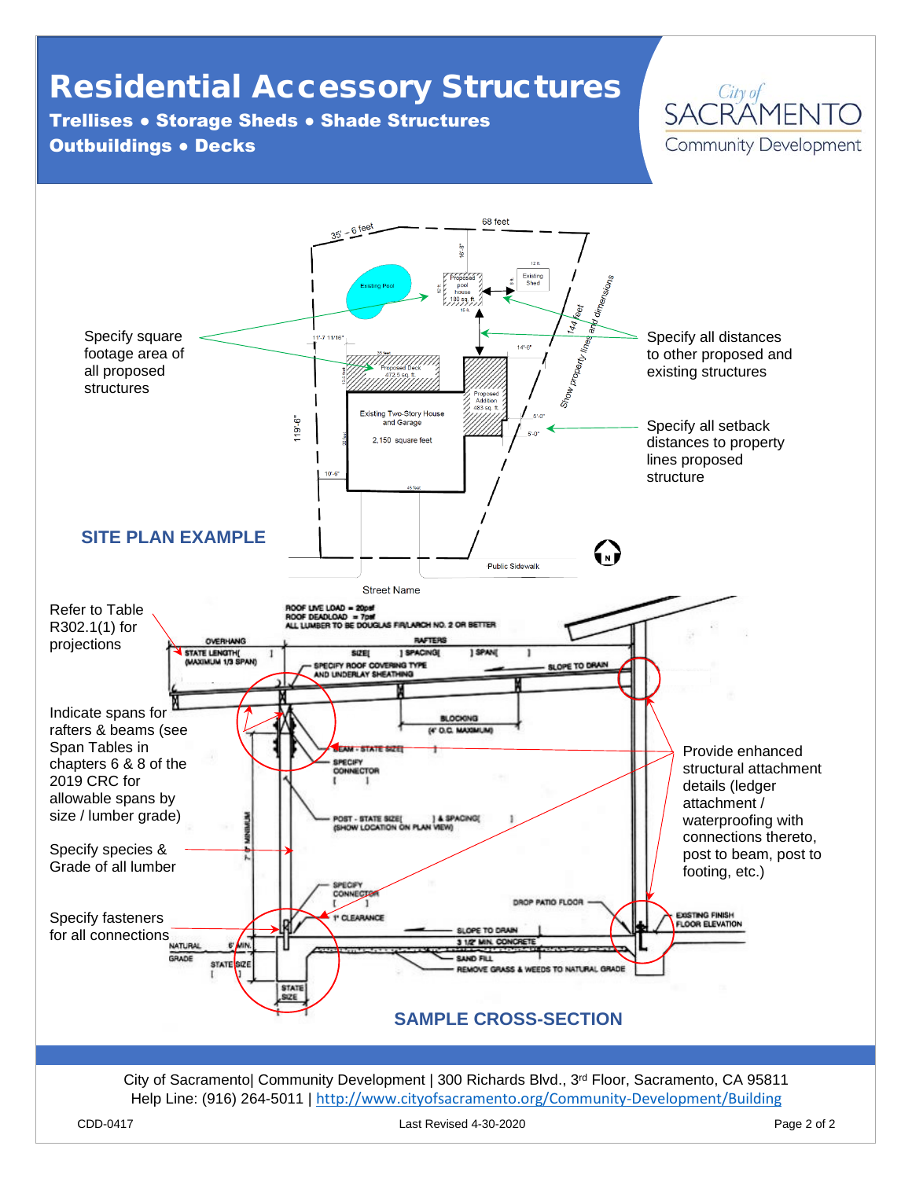# Residential Accessory Structures

**Trellises • Storage Sheds • Shade Structures**
**Outbuildings • Decks**

City of SACRAMENTO Community Development

## SITE PLAN EXAMPLE

Specify square footage area of all proposed structures

Specify all distances to other proposed and existing structures

Specify all setback distances to property lines proposed structure

35' – 6 feet

68 feet

144 feet

Show property lines and dimensions

119'6"

Existing Pool

Proposed pool house 180 sq. ft.

Existing Shed

Proposed Deck 472.5 sq. ft.

Proposed Addition 483 sq. ft.

Existing Two-Story House and Garage

2,150 square feet

Public Sidewalk

Street Name

## SAMPLE CROSS-SECTION

Refer to Table R302.1(1) for projections

Indicate spans for rafters & beams (see Span Tables in chapters 6 & 8 of the 2019 CRC for allowable spans by size / lumber grade)

Specify species & Grade of all lumber

Specify fasteners for all connections

Provide enhanced structural attachment details (ledger attachment / waterproofing with connections thereto, post to beam, post to footing, etc.)

ROOF LIVE LOAD = 20psf
ROOF DEADLOAD = 7psf
ALL LUMBER TO BE DOUGLAS FIR/LARCH NO. 2 OR BETTER

OVERHANG
STATE LENGTH[ ]
(MAXIMUM 1/3 SPAN)

RAFTERS
SIZE[ ] SPACING[ ] SPAN[ ]

SPECIFY ROOF COVERING TYPE AND UNDERLAY SHEATHING

SLOPE TO DRAIN

BLOCKING
(4' O.C. MAXIMUM)

BEAM - STATE SIZE[ ]

SPECIFY CONNECTOR [ ]

POST - STATE SIZE[ ] & SPACING[ ]
(SHOW LOCATION ON PLAN VIEW)

7'-0" MINIMUM

SPECIFY CONNECTOR [ ]

1" CLEARANCE

DROP PATIO FLOOR

EXISTING FINISH FLOOR ELEVATION

SLOPE TO DRAIN

3 1/2" MIN. CONCRETE

SAND FILL

REMOVE GRASS & WEEDS TO NATURAL GRADE

NATURAL GRADE

6" MIN.

STATE SIZE [ ]

STATE SIZE

City of Sacramento| Community Development | 300 Richards Blvd., 3rd Floor, Sacramento, CA 95811
Help Line: (916) 264-5011 | http://www.cityofsacramento.org/Community-Development/Building

CDD-0417 Last Revised 4-30-2020